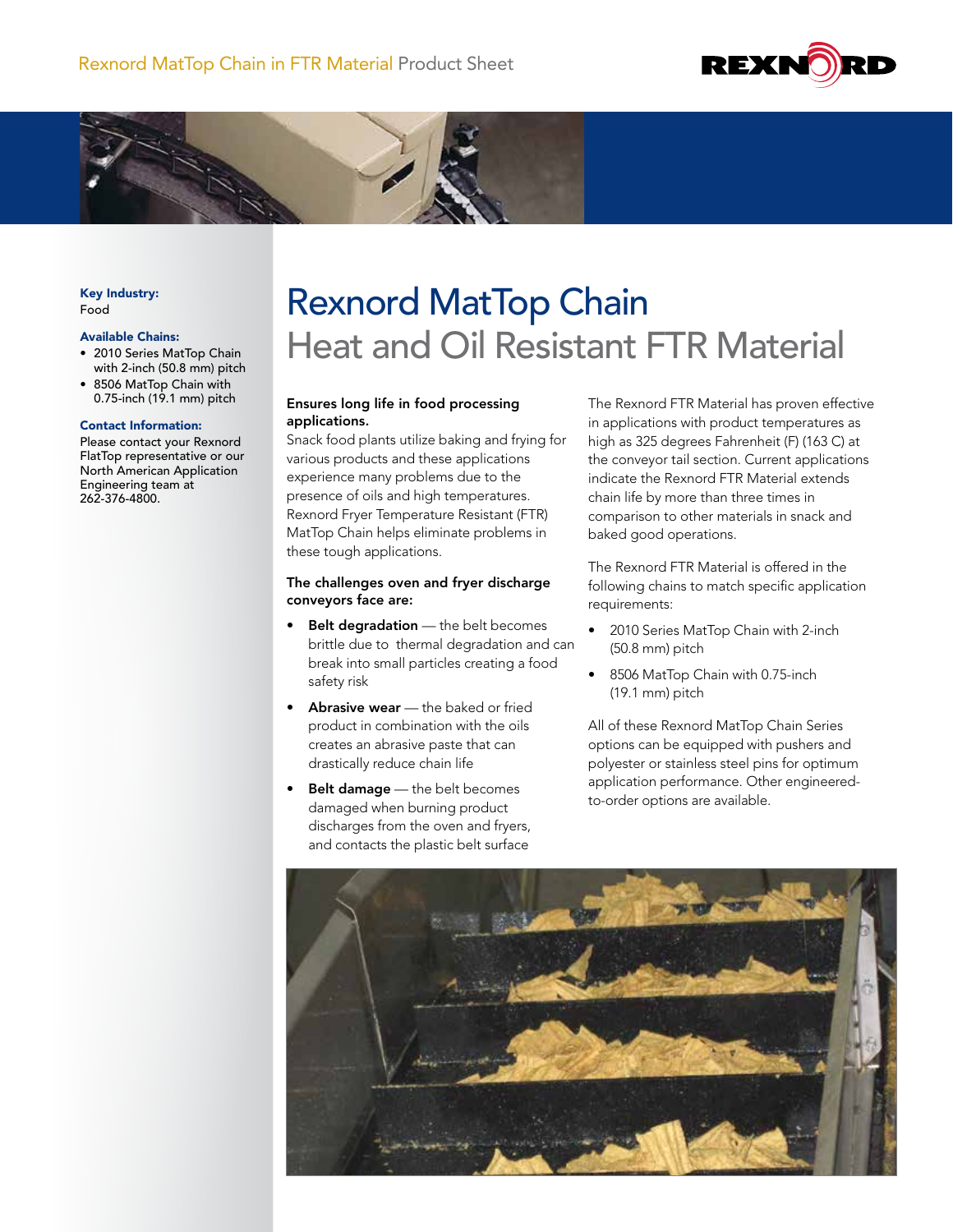Rexnord MatTop Chain in FTR Material Product Sheet

**Key Industry:**
Food

**Available Chains:**

- 2010 Series MatTop Chain with 2-inch (50.8 mm) pitch
- 8506 MatTop Chain with 0.75-inch (19.1 mm) pitch

**Contact Information:**
Please contact your Rexnord FlatTop representative or our North American Application Engineering team at 262-376-4800.

# Rexnord MatTop Chain

## Heat and Oil Resistant FTR Material

**Ensures long life in food processing applications.**
Snack food plants utilize baking and frying for various products and these applications experience many problems due to the presence of oils and high temperatures. Rexnord Fryer Temperature Resistant (FTR) MatTop Chain helps eliminate problems in these tough applications.

**The challenges oven and fryer discharge conveyors face are:**

- **Belt degradation** — the belt becomes brittle due to thermal degradation and can break into small particles creating a food safety risk
- **Abrasive wear** — the baked or fried product in combination with the oils creates an abrasive paste that can drastically reduce chain life
- **Belt damage** — the belt becomes damaged when burning product discharges from the oven and fryers, and contacts the plastic belt surface

The Rexnord FTR Material has proven effective in applications with product temperatures as high as 325 degrees Fahrenheit (F) (163 C) at the conveyor tail section. Current applications indicate the Rexnord FTR Material extends chain life by more than three times in comparison to other materials in snack and baked good operations.

The Rexnord FTR Material is offered in the following chains to match specific application requirements:

- 2010 Series MatTop Chain with 2-inch (50.8 mm) pitch
- 8506 MatTop Chain with 0.75-inch (19.1 mm) pitch

All of these Rexnord MatTop Chain Series options can be equipped with pushers and polyester or stainless steel pins for optimum application performance. Other engineered-to-order options are available.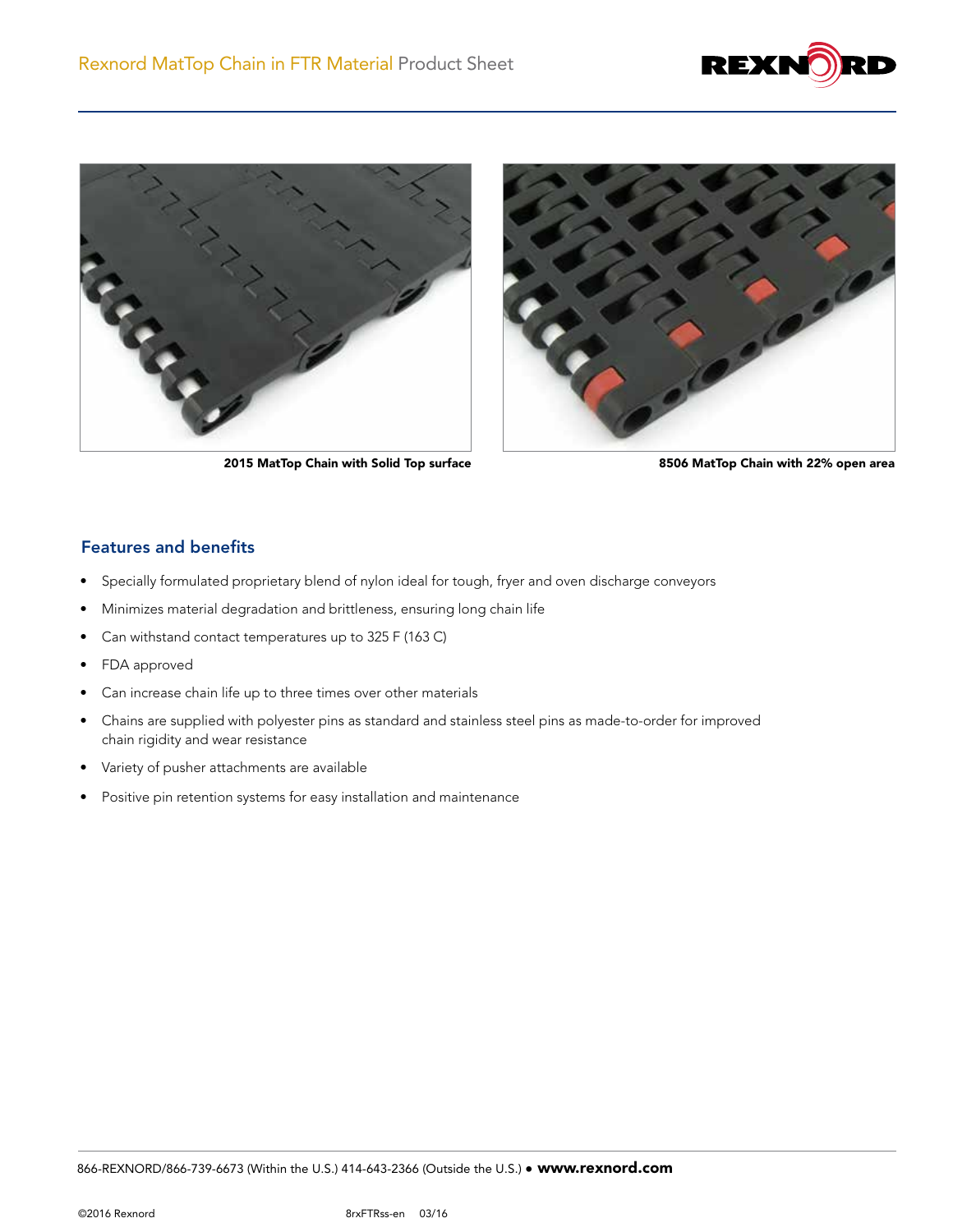2015 MatTop Chain with Solid Top surface

8506 MatTop Chain with 22% open area

## Features and benefits

- Specially formulated proprietary blend of nylon ideal for tough, fryer and oven discharge conveyors
- Minimizes material degradation and brittleness, ensuring long chain life
- Can withstand contact temperatures up to 325 F (163 C)
- FDA approved
- Can increase chain life up to three times over other materials
- Chains are supplied with polyester pins as standard and stainless steel pins as made-to-order for improved chain rigidity and wear resistance
- Variety of pusher attachments are available
- Positive pin retention systems for easy installation and maintenance

866-REXNORD/866-739-6673 (Within the U.S.) 414-643-2366 (Outside the U.S.) • **www.rexnord.com**

©2016 Rexnord 8rxFTRss-en 03/16